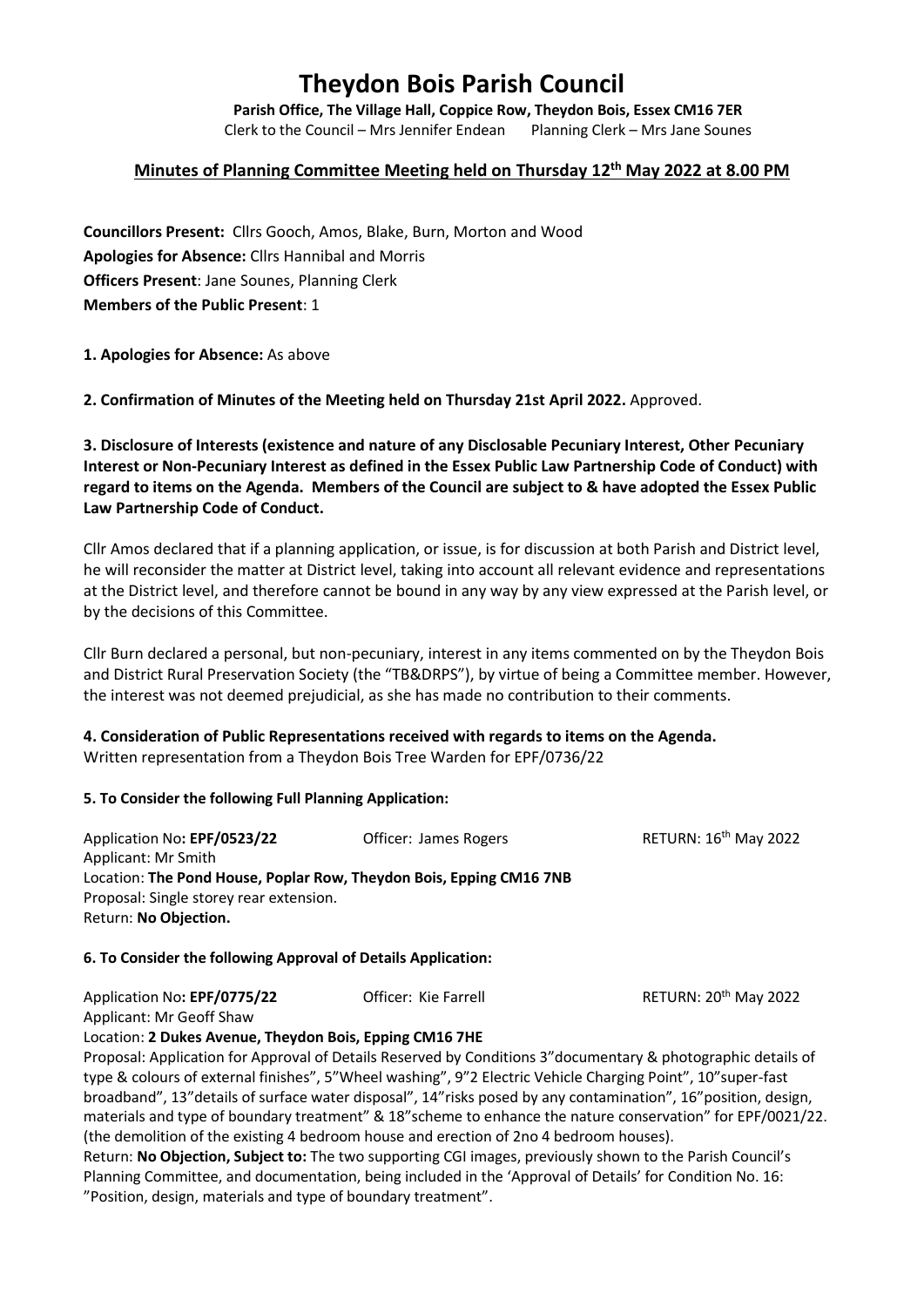# Theydon Bois Parish Council

**Parish Office, The Village Hall, Coppice Row, Theydon Bois, Essex CM16 7ER**
Clerk to the Council – Mrs Jennifer Endean     Planning Clerk – Mrs Jane Sounes

## Minutes of Planning Committee Meeting held on Thursday 12th May 2022 at 8.00 PM

**Councillors Present:** Cllrs Gooch, Amos, Blake, Burn, Morton and Wood
**Apologies for Absence:** Cllrs Hannibal and Morris
**Officers Present**: Jane Sounes, Planning Clerk
**Members of the Public Present**: 1

**1. Apologies for Absence:** As above

**2. Confirmation of Minutes of the Meeting held on Thursday 21st April 2022.** Approved.

**3. Disclosure of Interests (existence and nature of any Disclosable Pecuniary Interest, Other Pecuniary Interest or Non-Pecuniary Interest as defined in the Essex Public Law Partnership Code of Conduct) with regard to items on the Agenda. Members of the Council are subject to & have adopted the Essex Public Law Partnership Code of Conduct.**

Cllr Amos declared that if a planning application, or issue, is for discussion at both Parish and District level, he will reconsider the matter at District level, taking into account all relevant evidence and representations at the District level, and therefore cannot be bound in any way by any view expressed at the Parish level, or by the decisions of this Committee.

Cllr Burn declared a personal, but non-pecuniary, interest in any items commented on by the Theydon Bois and District Rural Preservation Society (the "TB&DRPS"), by virtue of being a Committee member. However, the interest was not deemed prejudicial, as she has made no contribution to their comments.

**4. Consideration of Public Representations received with regards to items on the Agenda.**
Written representation from a Theydon Bois Tree Warden for EPF/0736/22

**5. To Consider the following Full Planning Application:**

Application No**: EPF/0523/22**     Officer: James Rogers     RETURN: 16th May 2022
Applicant: Mr Smith
Location: **The Pond House, Poplar Row, Theydon Bois, Epping CM16 7NB**
Proposal: Single storey rear extension.
Return: **No Objection.**

**6. To Consider the following Approval of Details Application:**

Application No**: EPF/0775/22**     Officer: Kie Farrell     RETURN: 20th May 2022
Applicant: Mr Geoff Shaw
Location: **2 Dukes Avenue, Theydon Bois, Epping CM16 7HE**
Proposal: Application for Approval of Details Reserved by Conditions 3"documentary & photographic details of type & colours of external finishes", 5"Wheel washing", 9"2 Electric Vehicle Charging Point", 10"super-fast broadband", 13"details of surface water disposal", 14"risks posed by any contamination", 16"position, design, materials and type of boundary treatment" & 18"scheme to enhance the nature conservation" for EPF/0021/22. (the demolition of the existing 4 bedroom house and erection of 2no 4 bedroom houses).
Return: **No Objection, Subject to:** The two supporting CGI images, previously shown to the Parish Council's Planning Committee, and documentation, being included in the 'Approval of Details' for Condition No. 16: "Position, design, materials and type of boundary treatment".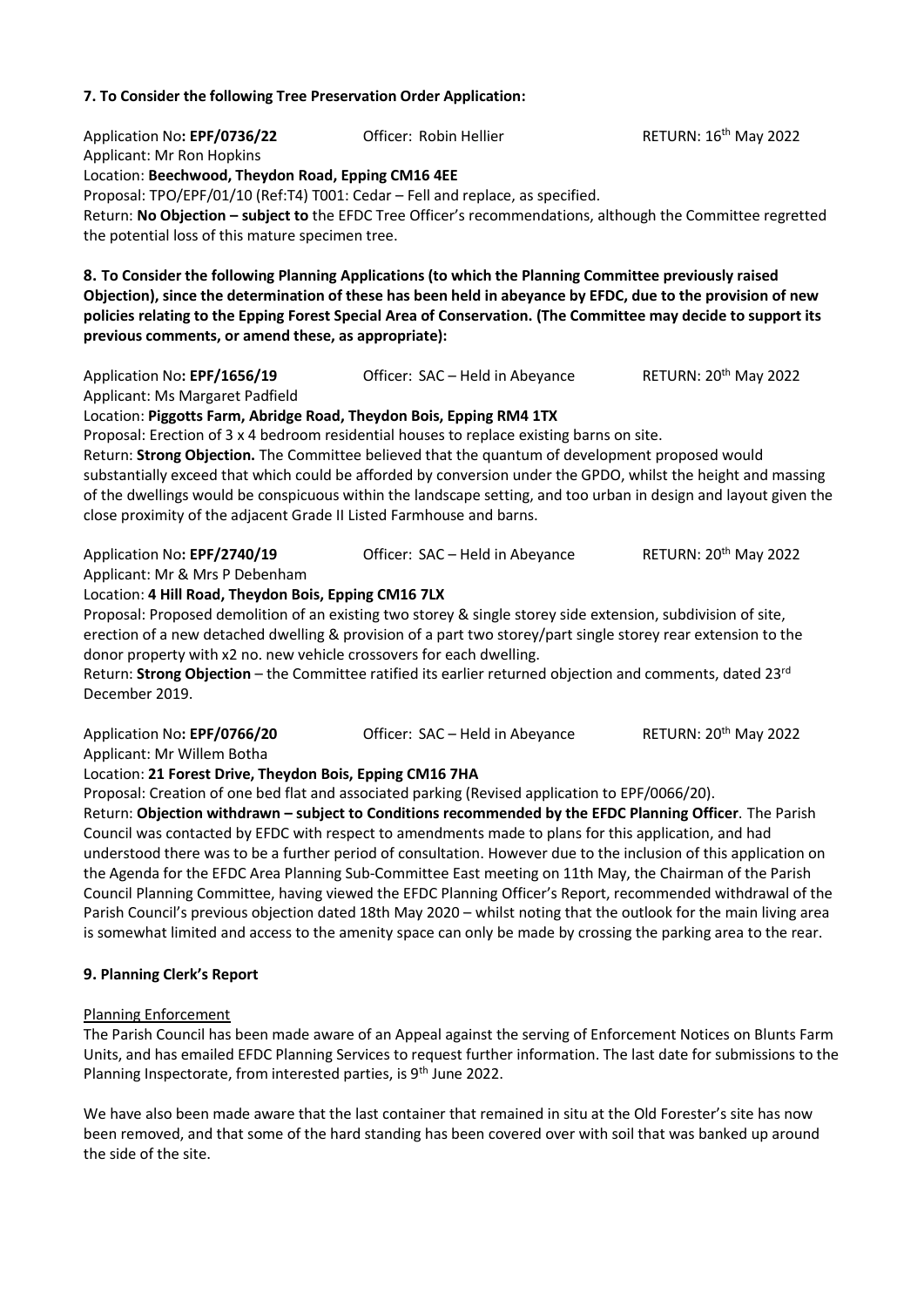**7. To Consider the following Tree Preservation Order Application:**

Application No**: EPF/0736/22** Officer: Robin Hellier RETURN: 16th May 2022

Applicant: Mr Ron Hopkins

Location: **Beechwood, Theydon Road, Epping CM16 4EE**

Proposal: TPO/EPF/01/10 (Ref:T4) T001: Cedar – Fell and replace, as specified.

Return: **No Objection – subject to** the EFDC Tree Officer's recommendations, although the Committee regretted the potential loss of this mature specimen tree.

**8. To Consider the following Planning Applications (to which the Planning Committee previously raised Objection), since the determination of these has been held in abeyance by EFDC, due to the provision of new policies relating to the Epping Forest Special Area of Conservation. (The Committee may decide to support its previous comments, or amend these, as appropriate):**

Application No**: EPF/1656/19** Officer: SAC – Held in Abeyance RETURN: 20th May 2022

Applicant: Ms Margaret Padfield

Location: **Piggotts Farm, Abridge Road, Theydon Bois, Epping RM4 1TX**

Proposal: Erection of 3 x 4 bedroom residential houses to replace existing barns on site.

Return: **Strong Objection.** The Committee believed that the quantum of development proposed would substantially exceed that which could be afforded by conversion under the GPDO, whilst the height and massing of the dwellings would be conspicuous within the landscape setting, and too urban in design and layout given the close proximity of the adjacent Grade II Listed Farmhouse and barns.

Application No**: EPF/2740/19** Officer: SAC – Held in Abeyance RETURN: 20th May 2022

Applicant: Mr & Mrs P Debenham

Location: **4 Hill Road, Theydon Bois, Epping CM16 7LX**

Proposal: Proposed demolition of an existing two storey & single storey side extension, subdivision of site, erection of a new detached dwelling & provision of a part two storey/part single storey rear extension to the donor property with x2 no. new vehicle crossovers for each dwelling.

Return: **Strong Objection** – the Committee ratified its earlier returned objection and comments, dated 23rd December 2019.

Application No**: EPF/0766/20** Officer: SAC – Held in Abeyance RETURN: 20th May 2022

Applicant: Mr Willem Botha

Location: **21 Forest Drive, Theydon Bois, Epping CM16 7HA**

Proposal: Creation of one bed flat and associated parking (Revised application to EPF/0066/20).

Return: **Objection withdrawn – subject to Conditions recommended by the EFDC Planning Officer**. The Parish Council was contacted by EFDC with respect to amendments made to plans for this application, and had understood there was to be a further period of consultation. However due to the inclusion of this application on the Agenda for the EFDC Area Planning Sub-Committee East meeting on 11th May, the Chairman of the Parish Council Planning Committee, having viewed the EFDC Planning Officer's Report, recommended withdrawal of the Parish Council's previous objection dated 18th May 2020 – whilst noting that the outlook for the main living area is somewhat limited and access to the amenity space can only be made by crossing the parking area to the rear.

**9. Planning Clerk's Report**

Planning Enforcement

The Parish Council has been made aware of an Appeal against the serving of Enforcement Notices on Blunts Farm Units, and has emailed EFDC Planning Services to request further information. The last date for submissions to the Planning Inspectorate, from interested parties, is 9th June 2022.

We have also been made aware that the last container that remained in situ at the Old Forester's site has now been removed, and that some of the hard standing has been covered over with soil that was banked up around the side of the site.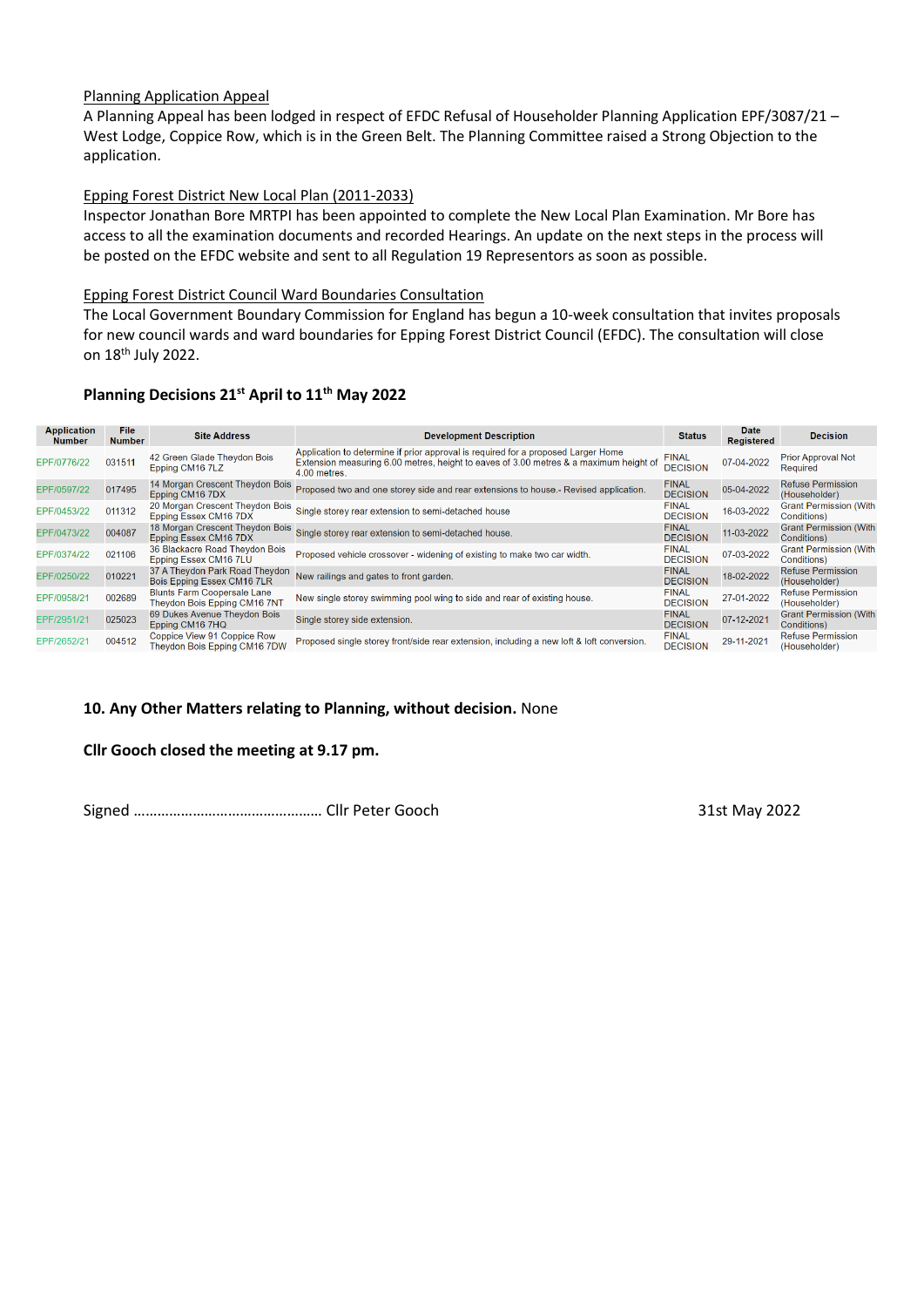Planning Application Appeal

A Planning Appeal has been lodged in respect of EFDC Refusal of Householder Planning Application EPF/3087/21 – West Lodge, Coppice Row, which is in the Green Belt. The Planning Committee raised a Strong Objection to the application.

Epping Forest District New Local Plan (2011-2033)

Inspector Jonathan Bore MRTPI has been appointed to complete the New Local Plan Examination. Mr Bore has access to all the examination documents and recorded Hearings. An update on the next steps in the process will be posted on the EFDC website and sent to all Regulation 19 Representors as soon as possible.

Epping Forest District Council Ward Boundaries Consultation

The Local Government Boundary Commission for England has begun a 10-week consultation that invites proposals for new council wards and ward boundaries for Epping Forest District Council (EFDC). The consultation will close on 18th July 2022.

**Planning Decisions 21st April to 11th May 2022**

| Application Number | File Number | Site Address | Development Description | Status | Date Registered | Decision |
|---|---|---|---|---|---|---|
| EPF/0776/22 | 031511 | 42 Green Glade Theydon Bois Epping CM16 7LZ | Application to determine if prior approval is required for a proposed Larger Home Extension measuring 6.00 metres, height to eaves of 3.00 metres & a maximum height of 4.00 metres. | FINAL DECISION | 07-04-2022 | Prior Approval Not Required |
| EPF/0597/22 | 017495 | 14 Morgan Crescent Theydon Bois Epping CM16 7DX | Proposed two and one storey side and rear extensions to house.- Revised application. | FINAL DECISION | 05-04-2022 | Refuse Permission (Householder) |
| EPF/0453/22 | 011312 | 20 Morgan Crescent Theydon Bois Epping Essex CM16 7DX | Single storey rear extension to semi-detached house | FINAL DECISION | 16-03-2022 | Grant Permission (With Conditions) |
| EPF/0473/22 | 004087 | 18 Morgan Crescent Theydon Bois Epping Essex CM16 7DX | Single storey rear extension to semi-detached house. | FINAL DECISION | 11-03-2022 | Grant Permission (With Conditions) |
| EPF/0374/22 | 021106 | 36 Blackacre Road Theydon Bois Epping Essex CM16 7LU | Proposed vehicle crossover - widening of existing to make two car width. | FINAL DECISION | 07-03-2022 | Grant Permission (With Conditions) |
| EPF/0250/22 | 010221 | 37 A Theydon Park Road Theydon Bois Epping Essex CM16 7LR | New railings and gates to front garden. | FINAL DECISION | 18-02-2022 | Refuse Permission (Householder) |
| EPF/0958/21 | 002689 | Blunts Farm Coopersale Lane Theydon Bois Epping CM16 7NT | New single storey swimming pool wing to side and rear of existing house. | FINAL DECISION | 27-01-2022 | Refuse Permission (Householder) |
| EPF/2951/21 | 025023 | 69 Dukes Avenue Theydon Bois Epping CM16 7HQ | Single storey side extension. | FINAL DECISION | 07-12-2021 | Grant Permission (With Conditions) |
| EPF/2652/21 | 004512 | Coppice View 91 Coppice Row Theydon Bois Epping CM16 7DW | Proposed single storey front/side rear extension, including a new loft & loft conversion. | FINAL DECISION | 29-11-2021 | Refuse Permission (Householder) |

**10. Any Other Matters relating to Planning, without decision.** None

**Cllr Gooch closed the meeting at 9.17 pm.**

Signed ………………………………………… Cllr Peter Gooch 31st May 2022